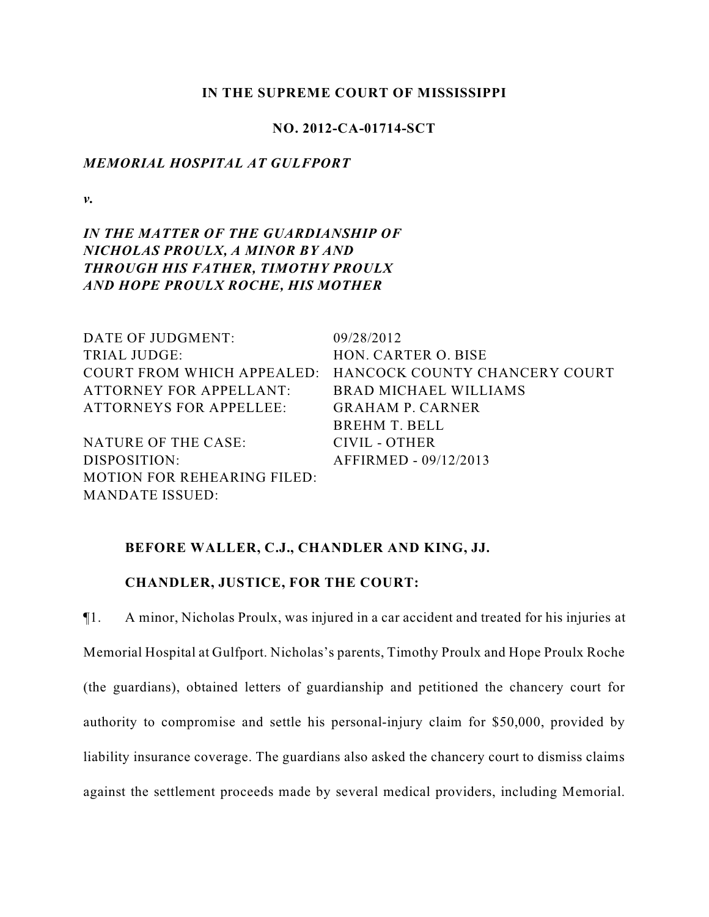**IN THE SUPREME COURT OF MISSISSIPPI**

**NO. 2012-CA-01714-SCT**

***MEMORIAL HOSPITAL AT GULFPORT***

***v.***

***IN THE MATTER OF THE GUARDIANSHIP OF NICHOLAS PROULX, A MINOR BY AND THROUGH HIS FATHER, TIMOTHY PROULX AND HOPE PROULX ROCHE, HIS MOTHER***

| | |
|---|---|
| DATE OF JUDGMENT: | 09/28/2012 |
| TRIAL JUDGE: | HON. CARTER O. BISE |
| COURT FROM WHICH APPEALED: | HANCOCK COUNTY CHANCERY COURT |
| ATTORNEY FOR APPELLANT: | BRAD MICHAEL WILLIAMS |
| ATTORNEYS FOR APPELLEE: | GRAHAM P. CARNER<br>BREHM T. BELL |
| NATURE OF THE CASE: | CIVIL - OTHER |
| DISPOSITION: | AFFIRMED - 09/12/2013 |
| MOTION FOR REHEARING FILED: | |
| MANDATE ISSUED: | |

**BEFORE WALLER, C.J., CHANDLER AND KING, JJ.**

**CHANDLER, JUSTICE, FOR THE COURT:**

¶1. A minor, Nicholas Proulx, was injured in a car accident and treated for his injuries at Memorial Hospital at Gulfport. Nicholas's parents, Timothy Proulx and Hope Proulx Roche (the guardians), obtained letters of guardianship and petitioned the chancery court for authority to compromise and settle his personal-injury claim for $50,000, provided by liability insurance coverage. The guardians also asked the chancery court to dismiss claims against the settlement proceeds made by several medical providers, including Memorial.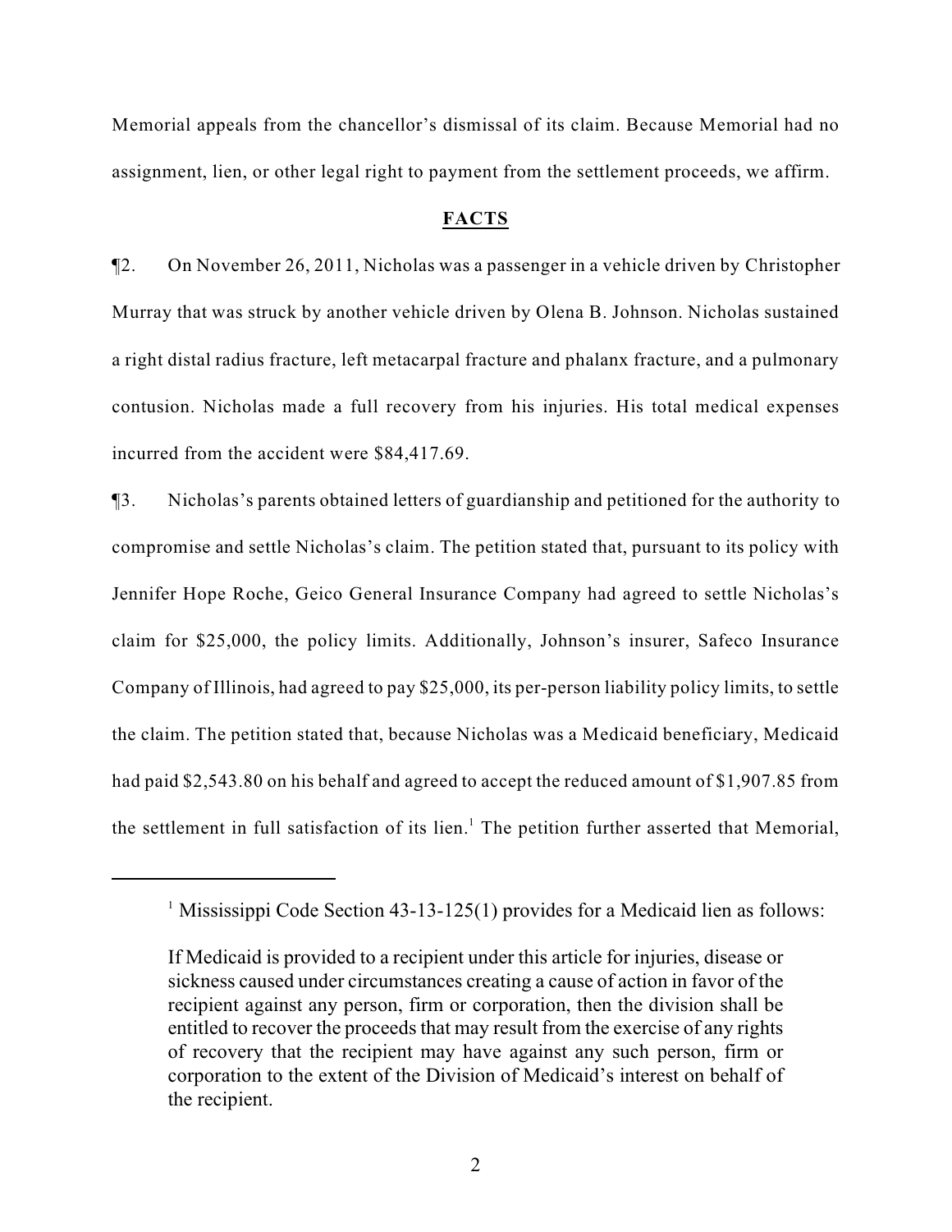Memorial appeals from the chancellor's dismissal of its claim. Because Memorial had no assignment, lien, or other legal right to payment from the settlement proceeds, we affirm.

## FACTS

¶2. On November 26, 2011, Nicholas was a passenger in a vehicle driven by Christopher Murray that was struck by another vehicle driven by Olena B. Johnson. Nicholas sustained a right distal radius fracture, left metacarpal fracture and phalanx fracture, and a pulmonary contusion. Nicholas made a full recovery from his injuries. His total medical expenses incurred from the accident were $84,417.69.

¶3. Nicholas's parents obtained letters of guardianship and petitioned for the authority to compromise and settle Nicholas's claim. The petition stated that, pursuant to its policy with Jennifer Hope Roche, Geico General Insurance Company had agreed to settle Nicholas's claim for $25,000, the policy limits. Additionally, Johnson's insurer, Safeco Insurance Company of Illinois, had agreed to pay $25,000, its per-person liability policy limits, to settle the claim. The petition stated that, because Nicholas was a Medicaid beneficiary, Medicaid had paid $2,543.80 on his behalf and agreed to accept the reduced amount of $1,907.85 from the settlement in full satisfaction of its lien.[1] The petition further asserted that Memorial,

---

[1] Mississippi Code Section 43-13-125(1) provides for a Medicaid lien as follows:

> If Medicaid is provided to a recipient under this article for injuries, disease or sickness caused under circumstances creating a cause of action in favor of the recipient against any person, firm or corporation, then the division shall be entitled to recover the proceeds that may result from the exercise of any rights of recovery that the recipient may have against any such person, firm or corporation to the extent of the Division of Medicaid's interest on behalf of the recipient.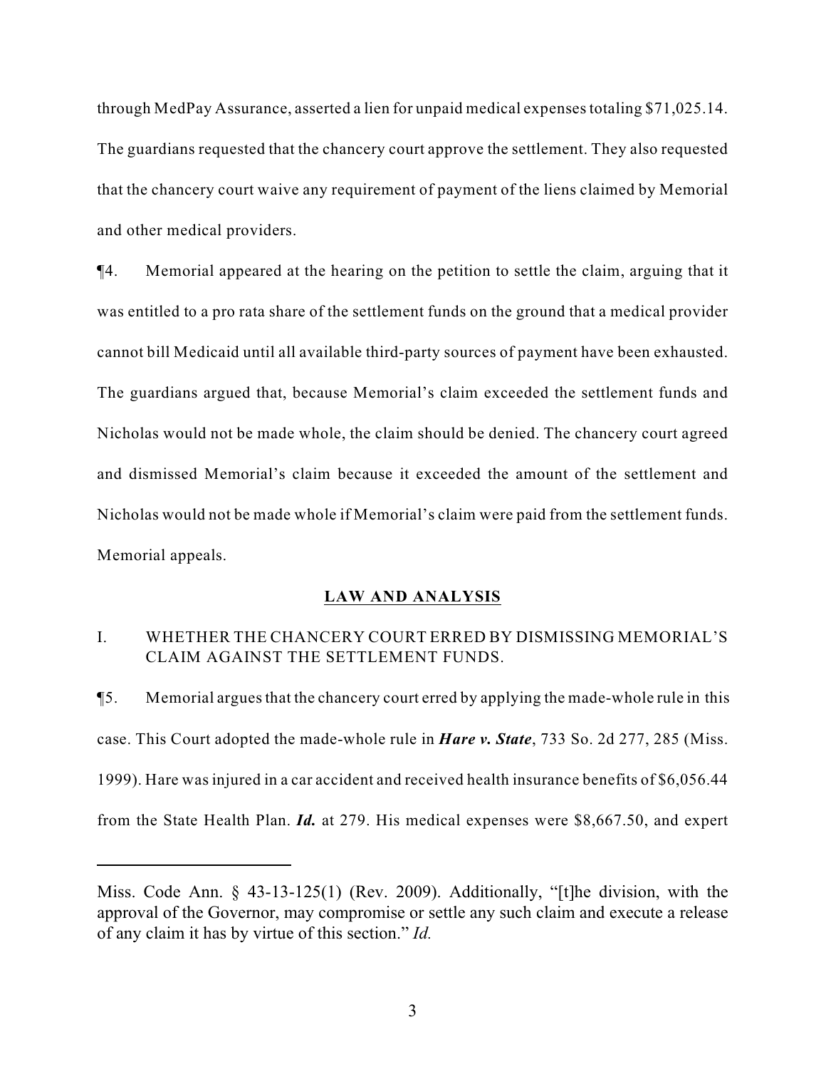through MedPay Assurance, asserted a lien for unpaid medical expenses totaling $71,025.14. The guardians requested that the chancery court approve the settlement. They also requested that the chancery court waive any requirement of payment of the liens claimed by Memorial and other medical providers.

¶4. Memorial appeared at the hearing on the petition to settle the claim, arguing that it was entitled to a pro rata share of the settlement funds on the ground that a medical provider cannot bill Medicaid until all available third-party sources of payment have been exhausted. The guardians argued that, because Memorial's claim exceeded the settlement funds and Nicholas would not be made whole, the claim should be denied. The chancery court agreed and dismissed Memorial's claim because it exceeded the amount of the settlement and Nicholas would not be made whole if Memorial's claim were paid from the settlement funds. Memorial appeals.

## LAW AND ANALYSIS

### I. WHETHER THE CHANCERY COURT ERRED BY DISMISSING MEMORIAL'S CLAIM AGAINST THE SETTLEMENT FUNDS.

¶5. Memorial argues that the chancery court erred by applying the made-whole rule in this case. This Court adopted the made-whole rule in ***Hare v. State***, 733 So. 2d 277, 285 (Miss. 1999). Hare was injured in a car accident and received health insurance benefits of $6,056.44 from the State Health Plan. ***Id.*** at 279. His medical expenses were $8,667.50, and expert

---

Miss. Code Ann. § 43-13-125(1) (Rev. 2009). Additionally, "[t]he division, with the approval of the Governor, may compromise or settle any such claim and execute a release of any claim it has by virtue of this section." *Id.*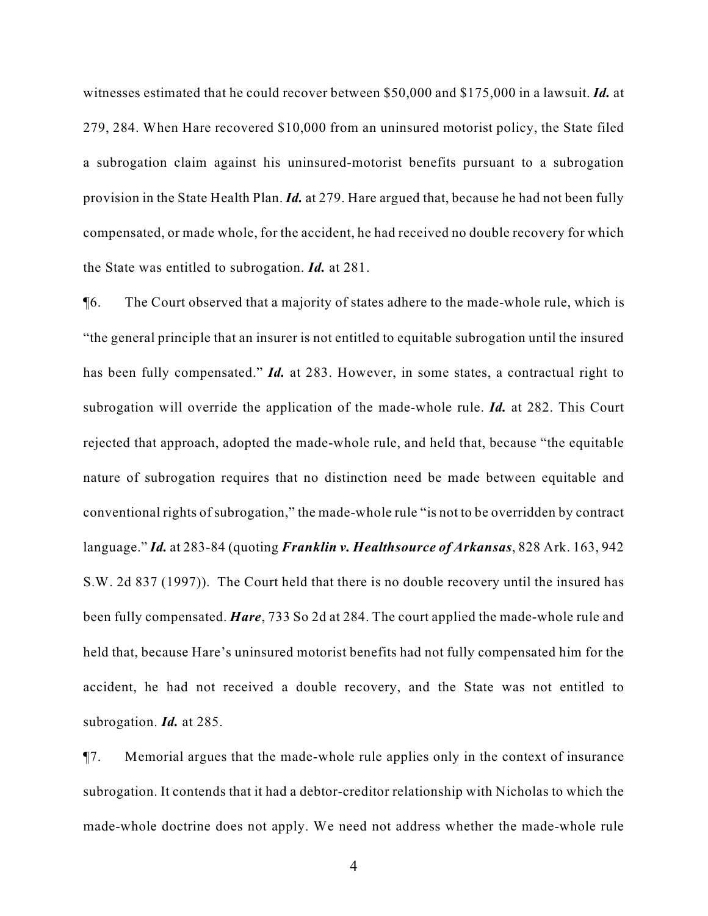witnesses estimated that he could recover between $50,000 and $175,000 in a lawsuit. ***Id.*** at 279, 284. When Hare recovered $10,000 from an uninsured motorist policy, the State filed a subrogation claim against his uninsured-motorist benefits pursuant to a subrogation provision in the State Health Plan. ***Id.*** at 279. Hare argued that, because he had not been fully compensated, or made whole, for the accident, he had received no double recovery for which the State was entitled to subrogation. ***Id.*** at 281.

¶6. The Court observed that a majority of states adhere to the made-whole rule, which is "the general principle that an insurer is not entitled to equitable subrogation until the insured has been fully compensated." ***Id.*** at 283. However, in some states, a contractual right to subrogation will override the application of the made-whole rule. ***Id.*** at 282. This Court rejected that approach, adopted the made-whole rule, and held that, because "the equitable nature of subrogation requires that no distinction need be made between equitable and conventional rights of subrogation," the made-whole rule "is not to be overridden by contract language." ***Id.*** at 283-84 (quoting ***Franklin v. Healthsource of Arkansas***, 828 Ark. 163, 942 S.W. 2d 837 (1997)). The Court held that there is no double recovery until the insured has been fully compensated. ***Hare***, 733 So 2d at 284. The court applied the made-whole rule and held that, because Hare's uninsured motorist benefits had not fully compensated him for the accident, he had not received a double recovery, and the State was not entitled to subrogation. ***Id.*** at 285.

¶7. Memorial argues that the made-whole rule applies only in the context of insurance subrogation. It contends that it had a debtor-creditor relationship with Nicholas to which the made-whole doctrine does not apply. We need not address whether the made-whole rule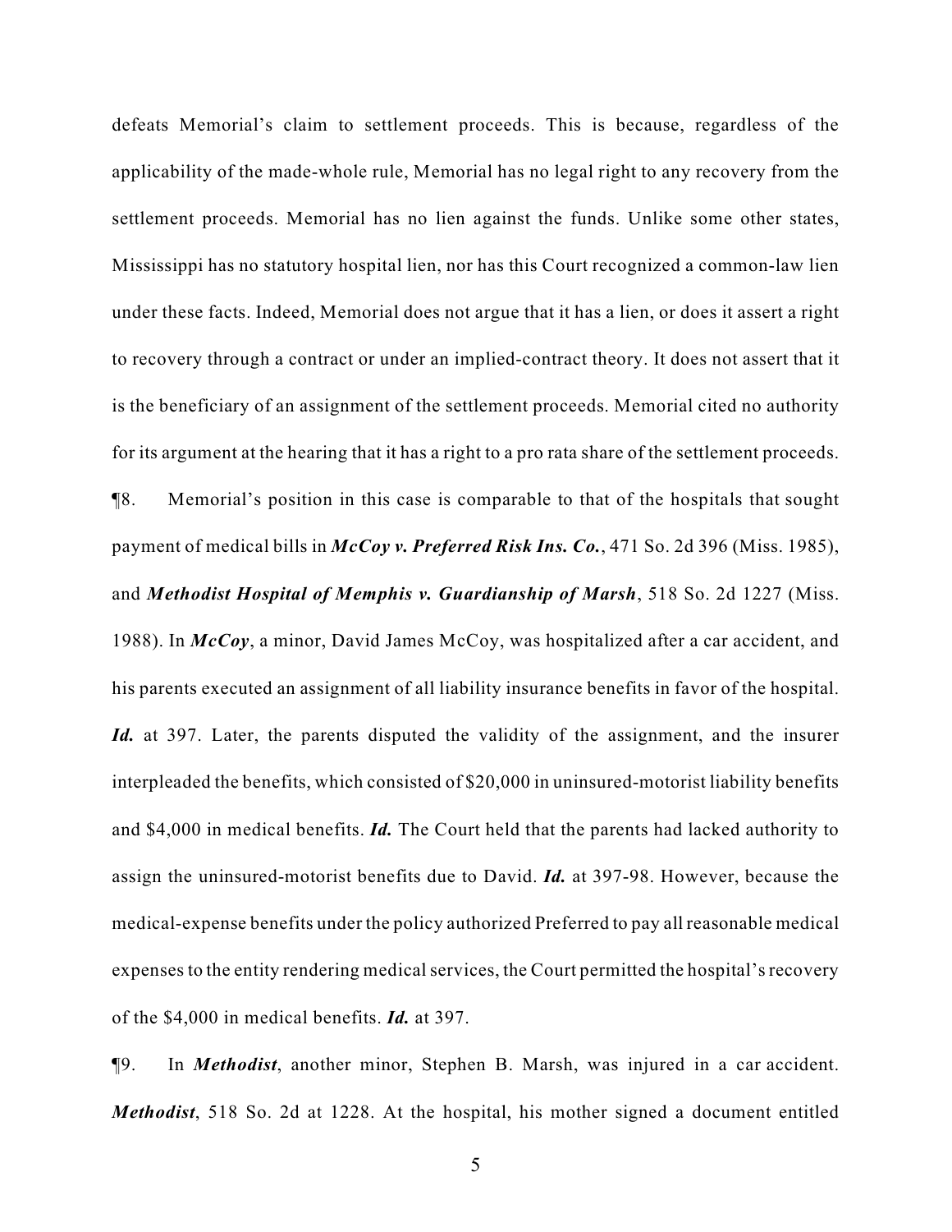defeats Memorial's claim to settlement proceeds. This is because, regardless of the applicability of the made-whole rule, Memorial has no legal right to any recovery from the settlement proceeds. Memorial has no lien against the funds. Unlike some other states, Mississippi has no statutory hospital lien, nor has this Court recognized a common-law lien under these facts. Indeed, Memorial does not argue that it has a lien, or does it assert a right to recovery through a contract or under an implied-contract theory. It does not assert that it is the beneficiary of an assignment of the settlement proceeds. Memorial cited no authority for its argument at the hearing that it has a right to a pro rata share of the settlement proceeds.

¶8. Memorial's position in this case is comparable to that of the hospitals that sought payment of medical bills in ***McCoy v. Preferred Risk Ins. Co.***, 471 So. 2d 396 (Miss. 1985), and ***Methodist Hospital of Memphis v. Guardianship of Marsh***, 518 So. 2d 1227 (Miss. 1988). In ***McCoy***, a minor, David James McCoy, was hospitalized after a car accident, and his parents executed an assignment of all liability insurance benefits in favor of the hospital. ***Id.*** at 397. Later, the parents disputed the validity of the assignment, and the insurer interpleaded the benefits, which consisted of $20,000 in uninsured-motorist liability benefits and $4,000 in medical benefits. ***Id.*** The Court held that the parents had lacked authority to assign the uninsured-motorist benefits due to David. ***Id.*** at 397-98. However, because the medical-expense benefits under the policy authorized Preferred to pay all reasonable medical expenses to the entity rendering medical services, the Court permitted the hospital's recovery of the $4,000 in medical benefits. ***Id.*** at 397.

¶9. In ***Methodist***, another minor, Stephen B. Marsh, was injured in a car accident. ***Methodist***, 518 So. 2d at 1228. At the hospital, his mother signed a document entitled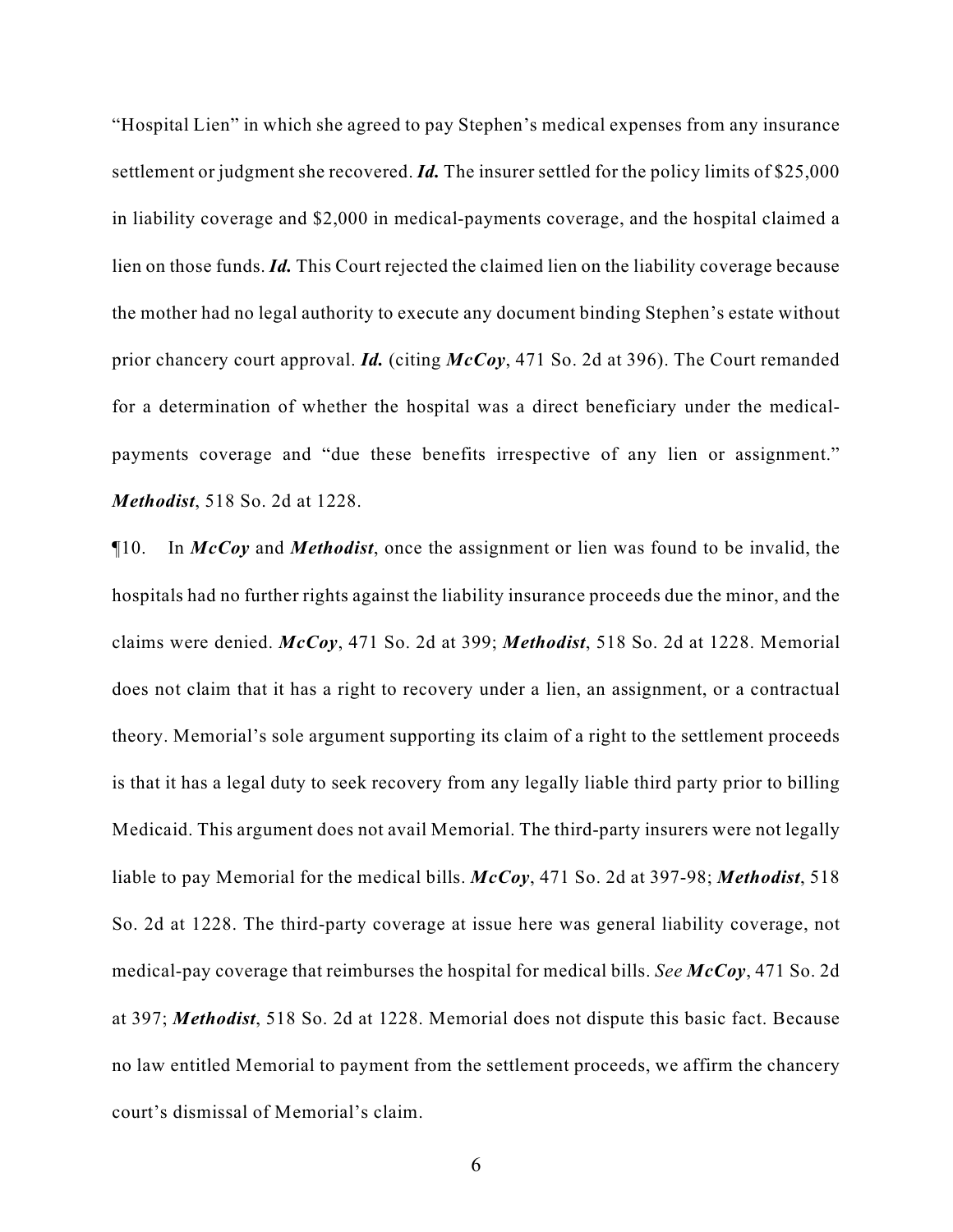"Hospital Lien" in which she agreed to pay Stephen's medical expenses from any insurance settlement or judgment she recovered. ***Id.*** The insurer settled for the policy limits of $25,000 in liability coverage and $2,000 in medical-payments coverage, and the hospital claimed a lien on those funds. ***Id.*** This Court rejected the claimed lien on the liability coverage because the mother had no legal authority to execute any document binding Stephen's estate without prior chancery court approval. ***Id.*** (citing ***McCoy***, 471 So. 2d at 396). The Court remanded for a determination of whether the hospital was a direct beneficiary under the medical-payments coverage and "due these benefits irrespective of any lien or assignment." ***Methodist***, 518 So. 2d at 1228.

¶10. In ***McCoy*** and ***Methodist***, once the assignment or lien was found to be invalid, the hospitals had no further rights against the liability insurance proceeds due the minor, and the claims were denied. ***McCoy***, 471 So. 2d at 399; ***Methodist***, 518 So. 2d at 1228. Memorial does not claim that it has a right to recovery under a lien, an assignment, or a contractual theory. Memorial's sole argument supporting its claim of a right to the settlement proceeds is that it has a legal duty to seek recovery from any legally liable third party prior to billing Medicaid. This argument does not avail Memorial. The third-party insurers were not legally liable to pay Memorial for the medical bills. ***McCoy***, 471 So. 2d at 397-98; ***Methodist***, 518 So. 2d at 1228. The third-party coverage at issue here was general liability coverage, not medical-pay coverage that reimburses the hospital for medical bills. *See* ***McCoy***, 471 So. 2d at 397; ***Methodist***, 518 So. 2d at 1228. Memorial does not dispute this basic fact. Because no law entitled Memorial to payment from the settlement proceeds, we affirm the chancery court's dismissal of Memorial's claim.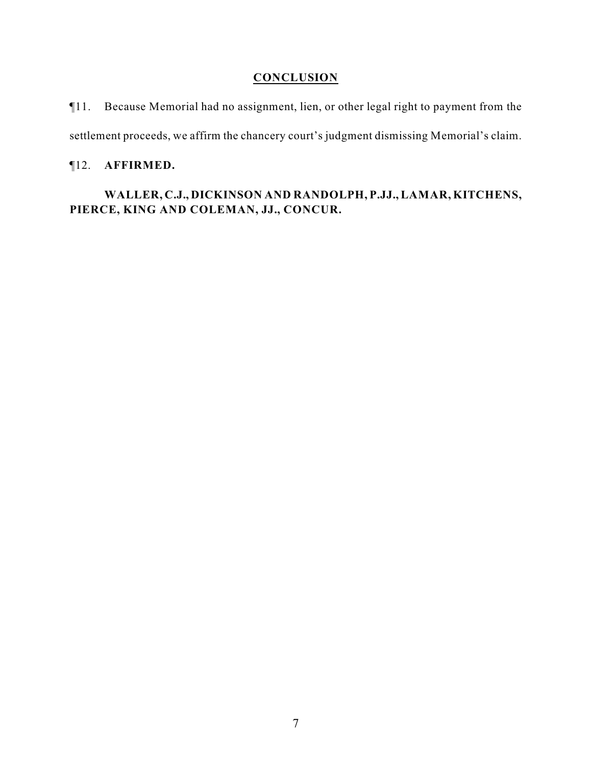## CONCLUSION

¶11. Because Memorial had no assignment, lien, or other legal right to payment from the settlement proceeds, we affirm the chancery court's judgment dismissing Memorial's claim.

¶12. **AFFIRMED.**

**WALLER, C.J., DICKINSON AND RANDOLPH, P.JJ., LAMAR, KITCHENS, PIERCE, KING AND COLEMAN, JJ., CONCUR.**